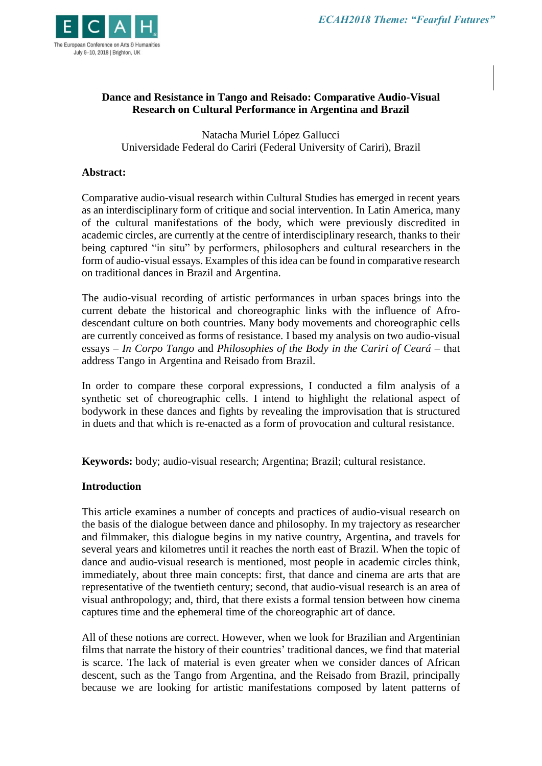# Dance and Resistance in Tango and Reisado: Comparative Audio-Visual Research on Cultural Performance in Argentina and Brazil

Natacha Muriel López Gallucci
Universidade Federal do Cariri (Federal University of Cariri), Brazil

**Abstract:**

Comparative audio-visual research within Cultural Studies has emerged in recent years as an interdisciplinary form of critique and social intervention. In Latin America, many of the cultural manifestations of the body, which were previously discredited in academic circles, are currently at the centre of interdisciplinary research, thanks to their being captured "in situ" by performers, philosophers and cultural researchers in the form of audio-visual essays. Examples of this idea can be found in comparative research on traditional dances in Brazil and Argentina.

The audio-visual recording of artistic performances in urban spaces brings into the current debate the historical and choreographic links with the influence of Afro-descendant culture on both countries. Many body movements and choreographic cells are currently conceived as forms of resistance. I based my analysis on two audio-visual essays – *In Corpo Tango* and *Philosophies of the Body in the Cariri of Ceará* – that address Tango in Argentina and Reisado from Brazil.

In order to compare these corporal expressions, I conducted a film analysis of a synthetic set of choreographic cells. I intend to highlight the relational aspect of bodywork in these dances and fights by revealing the improvisation that is structured in duets and that which is re-enacted as a form of provocation and cultural resistance.

**Keywords:** body; audio-visual research; Argentina; Brazil; cultural resistance.

## Introduction

This article examines a number of concepts and practices of audio-visual research on the basis of the dialogue between dance and philosophy. In my trajectory as researcher and filmmaker, this dialogue begins in my native country, Argentina, and travels for several years and kilometres until it reaches the north east of Brazil. When the topic of dance and audio-visual research is mentioned, most people in academic circles think, immediately, about three main concepts: first, that dance and cinema are arts that are representative of the twentieth century; second, that audio-visual research is an area of visual anthropology; and, third, that there exists a formal tension between how cinema captures time and the ephemeral time of the choreographic art of dance.

All of these notions are correct. However, when we look for Brazilian and Argentinian films that narrate the history of their countries' traditional dances, we find that material is scarce. The lack of material is even greater when we consider dances of African descent, such as the Tango from Argentina, and the Reisado from Brazil, principally because we are looking for artistic manifestations composed by latent patterns of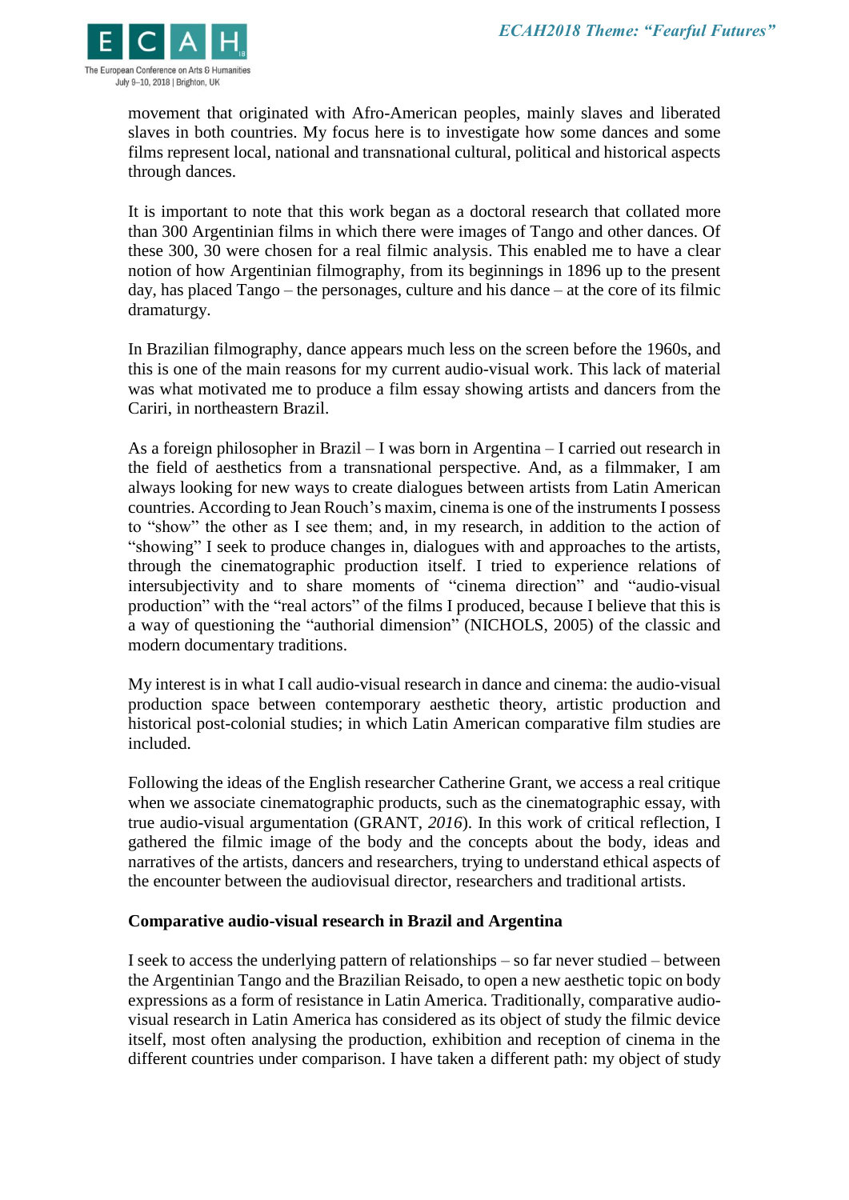movement that originated with Afro-American peoples, mainly slaves and liberated slaves in both countries. My focus here is to investigate how some dances and some films represent local, national and transnational cultural, political and historical aspects through dances.

It is important to note that this work began as a doctoral research that collated more than 300 Argentinian films in which there were images of Tango and other dances. Of these 300, 30 were chosen for a real filmic analysis. This enabled me to have a clear notion of how Argentinian filmography, from its beginnings in 1896 up to the present day, has placed Tango – the personages, culture and his dance – at the core of its filmic dramaturgy.

In Brazilian filmography, dance appears much less on the screen before the 1960s, and this is one of the main reasons for my current audio-visual work. This lack of material was what motivated me to produce a film essay showing artists and dancers from the Cariri, in northeastern Brazil.

As a foreign philosopher in Brazil – I was born in Argentina – I carried out research in the field of aesthetics from a transnational perspective. And, as a filmmaker, I am always looking for new ways to create dialogues between artists from Latin American countries. According to Jean Rouch's maxim, cinema is one of the instruments I possess to "show" the other as I see them; and, in my research, in addition to the action of "showing" I seek to produce changes in, dialogues with and approaches to the artists, through the cinematographic production itself. I tried to experience relations of intersubjectivity and to share moments of "cinema direction" and "audio-visual production" with the "real actors" of the films I produced, because I believe that this is a way of questioning the "authorial dimension" (NICHOLS, 2005) of the classic and modern documentary traditions.

My interest is in what I call audio-visual research in dance and cinema: the audio-visual production space between contemporary aesthetic theory, artistic production and historical post-colonial studies; in which Latin American comparative film studies are included.

Following the ideas of the English researcher Catherine Grant, we access a real critique when we associate cinematographic products, such as the cinematographic essay, with true audio-visual argumentation (GRANT, *2016*). In this work of critical reflection, I gathered the filmic image of the body and the concepts about the body, ideas and narratives of the artists, dancers and researchers, trying to understand ethical aspects of the encounter between the audiovisual director, researchers and traditional artists.

**Comparative audio-visual research in Brazil and Argentina**

I seek to access the underlying pattern of relationships – so far never studied – between the Argentinian Tango and the Brazilian Reisado, to open a new aesthetic topic on body expressions as a form of resistance in Latin America. Traditionally, comparative audio-visual research in Latin America has considered as its object of study the filmic device itself, most often analysing the production, exhibition and reception of cinema in the different countries under comparison. I have taken a different path: my object of study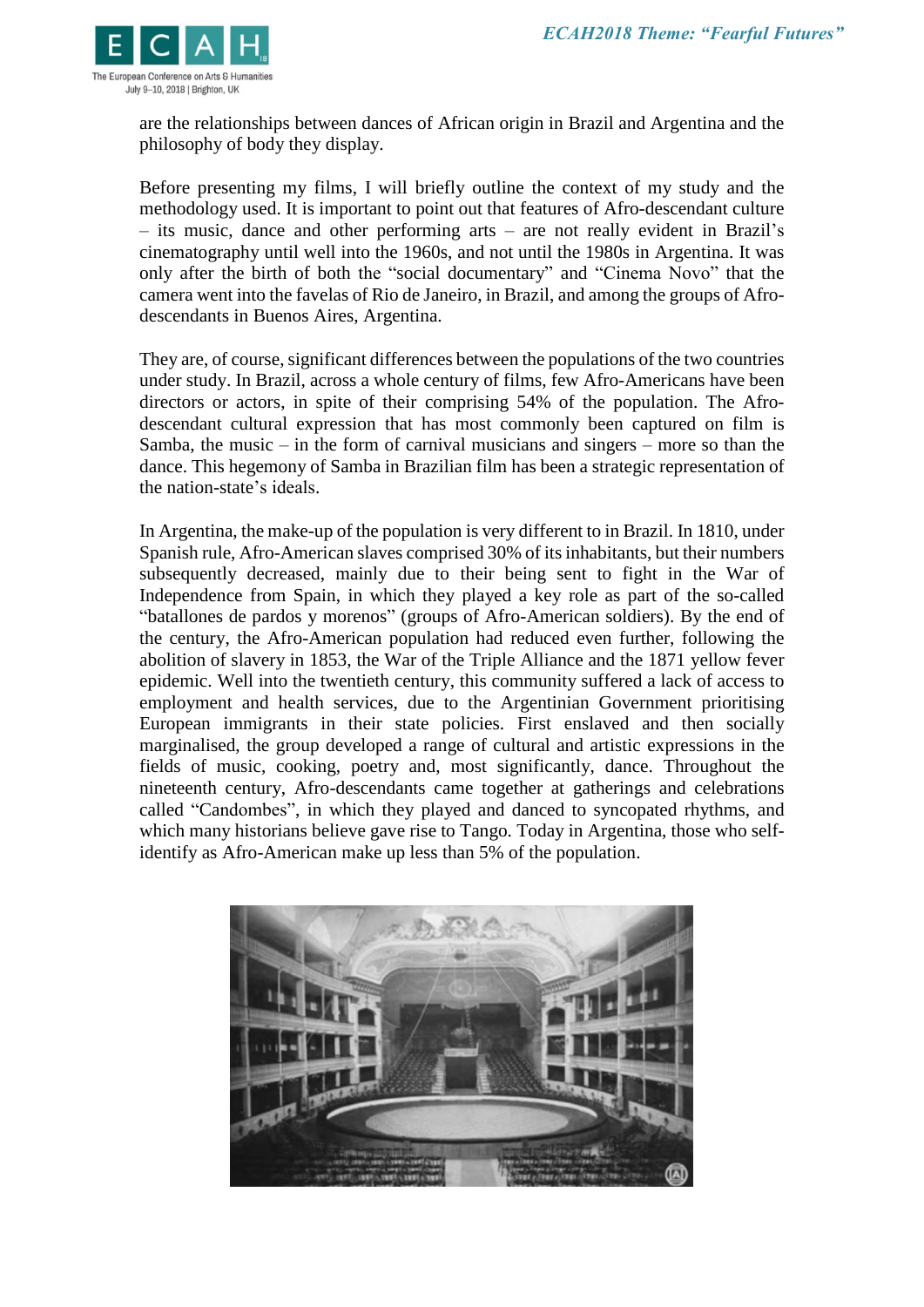are the relationships between dances of African origin in Brazil and Argentina and the philosophy of body they display.

Before presenting my films, I will briefly outline the context of my study and the methodology used. It is important to point out that features of Afro-descendant culture – its music, dance and other performing arts – are not really evident in Brazil's cinematography until well into the 1960s, and not until the 1980s in Argentina. It was only after the birth of both the "social documentary" and "Cinema Novo" that the camera went into the favelas of Rio de Janeiro, in Brazil, and among the groups of Afro-descendants in Buenos Aires, Argentina.

They are, of course, significant differences between the populations of the two countries under study. In Brazil, across a whole century of films, few Afro-Americans have been directors or actors, in spite of their comprising 54% of the population. The Afro-descendant cultural expression that has most commonly been captured on film is Samba, the music – in the form of carnival musicians and singers – more so than the dance. This hegemony of Samba in Brazilian film has been a strategic representation of the nation-state's ideals.

In Argentina, the make-up of the population is very different to in Brazil. In 1810, under Spanish rule, Afro-American slaves comprised 30% of its inhabitants, but their numbers subsequently decreased, mainly due to their being sent to fight in the War of Independence from Spain, in which they played a key role as part of the so-called "batallones de pardos y morenos" (groups of Afro-American soldiers). By the end of the century, the Afro-American population had reduced even further, following the abolition of slavery in 1853, the War of the Triple Alliance and the 1871 yellow fever epidemic. Well into the twentieth century, this community suffered a lack of access to employment and health services, due to the Argentinian Government prioritising European immigrants in their state policies. First enslaved and then socially marginalised, the group developed a range of cultural and artistic expressions in the fields of music, cooking, poetry and, most significantly, dance. Throughout the nineteenth century, Afro-descendants came together at gatherings and celebrations called "Candombes", in which they played and danced to syncopated rhythms, and which many historians believe gave rise to Tango. Today in Argentina, those who self-identify as Afro-American make up less than 5% of the population.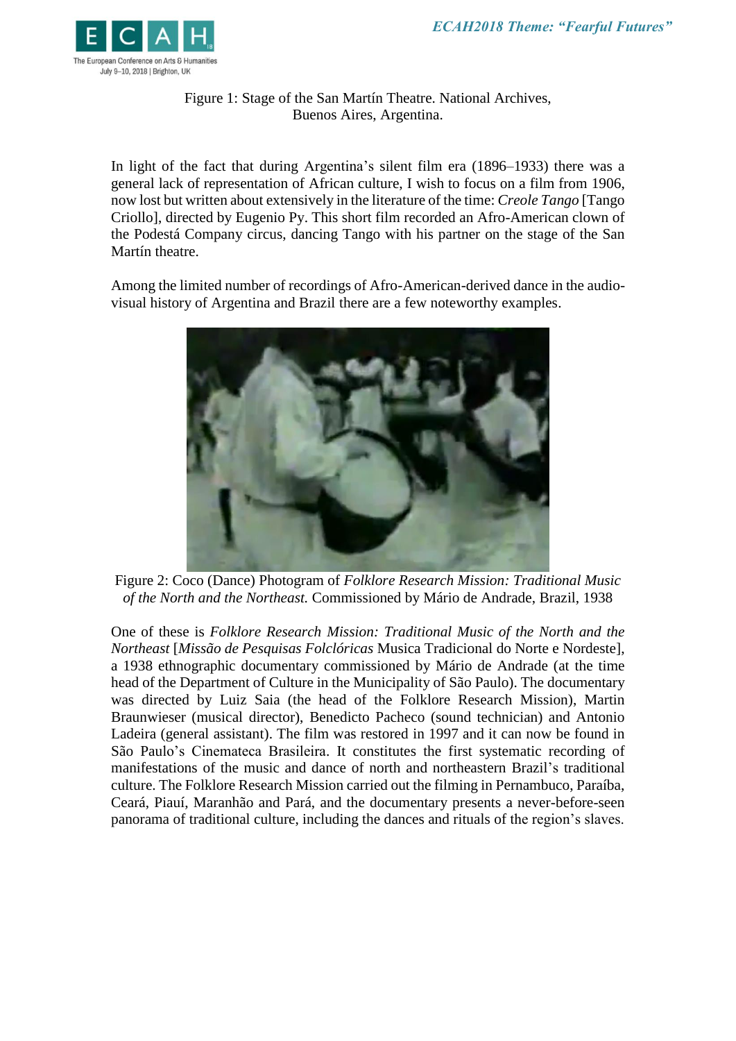Figure 1: Stage of the San Martín Theatre. National Archives, Buenos Aires, Argentina.

In light of the fact that during Argentina's silent film era (1896–1933) there was a general lack of representation of African culture, I wish to focus on a film from 1906, now lost but written about extensively in the literature of the time: *Creole Tango* [Tango Criollo], directed by Eugenio Py. This short film recorded an Afro-American clown of the Podestá Company circus, dancing Tango with his partner on the stage of the San Martín theatre.

Among the limited number of recordings of Afro-American-derived dance in the audio-visual history of Argentina and Brazil there are a few noteworthy examples.

Figure 2: Coco (Dance) Photogram of *Folklore Research Mission: Traditional Music of the North and the Northeast.* Commissioned by Mário de Andrade, Brazil, 1938

One of these is *Folklore Research Mission: Traditional Music of the North and the Northeast* [*Missão de Pesquisas Folclóricas* Musica Tradicional do Norte e Nordeste], a 1938 ethnographic documentary commissioned by Mário de Andrade (at the time head of the Department of Culture in the Municipality of São Paulo). The documentary was directed by Luiz Saia (the head of the Folklore Research Mission), Martin Braunwieser (musical director), Benedicto Pacheco (sound technician) and Antonio Ladeira (general assistant). The film was restored in 1997 and it can now be found in São Paulo's Cinemateca Brasileira. It constitutes the first systematic recording of manifestations of the music and dance of north and northeastern Brazil's traditional culture. The Folklore Research Mission carried out the filming in Pernambuco, Paraíba, Ceará, Piauí, Maranhão and Pará, and the documentary presents a never-before-seen panorama of traditional culture, including the dances and rituals of the region's slaves.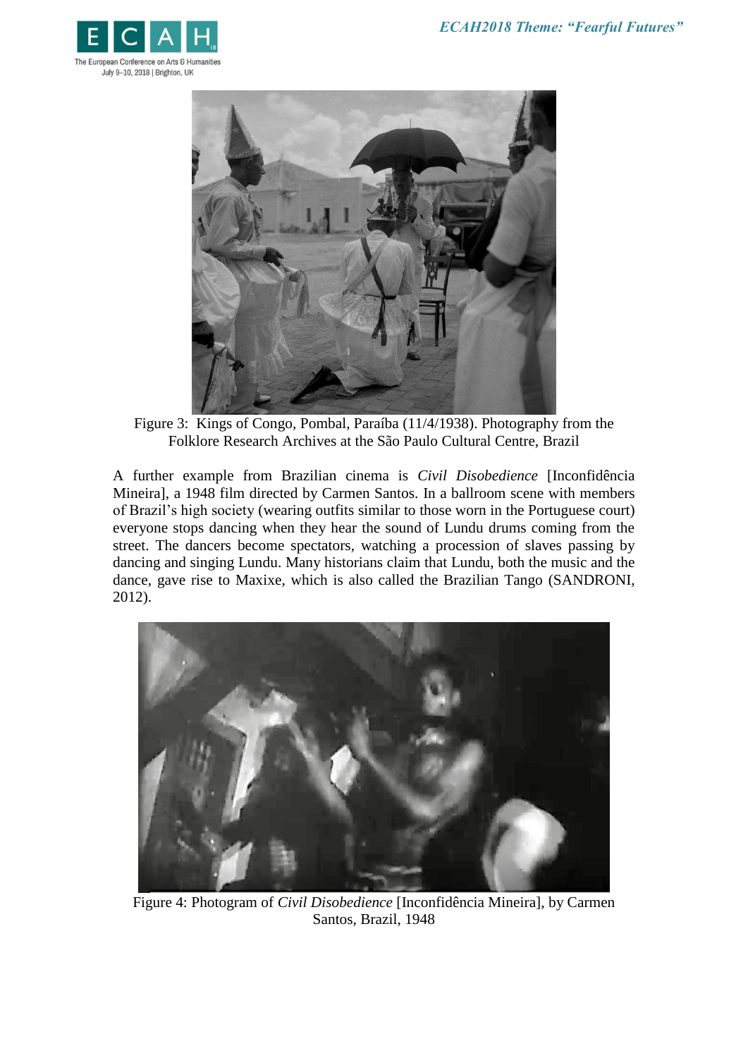Figure 3: Kings of Congo, Pombal, Paraíba (11/4/1938). Photography from the Folklore Research Archives at the São Paulo Cultural Centre, Brazil

A further example from Brazilian cinema is *Civil Disobedience* [Inconfidência Mineira], a 1948 film directed by Carmen Santos. In a ballroom scene with members of Brazil's high society (wearing outfits similar to those worn in the Portuguese court) everyone stops dancing when they hear the sound of Lundu drums coming from the street. The dancers become spectators, watching a procession of slaves passing by dancing and singing Lundu. Many historians claim that Lundu, both the music and the dance, gave rise to Maxixe, which is also called the Brazilian Tango (SANDRONI, 2012).

Figure 4: Photogram of *Civil Disobedience* [Inconfidência Mineira], by Carmen Santos, Brazil, 1948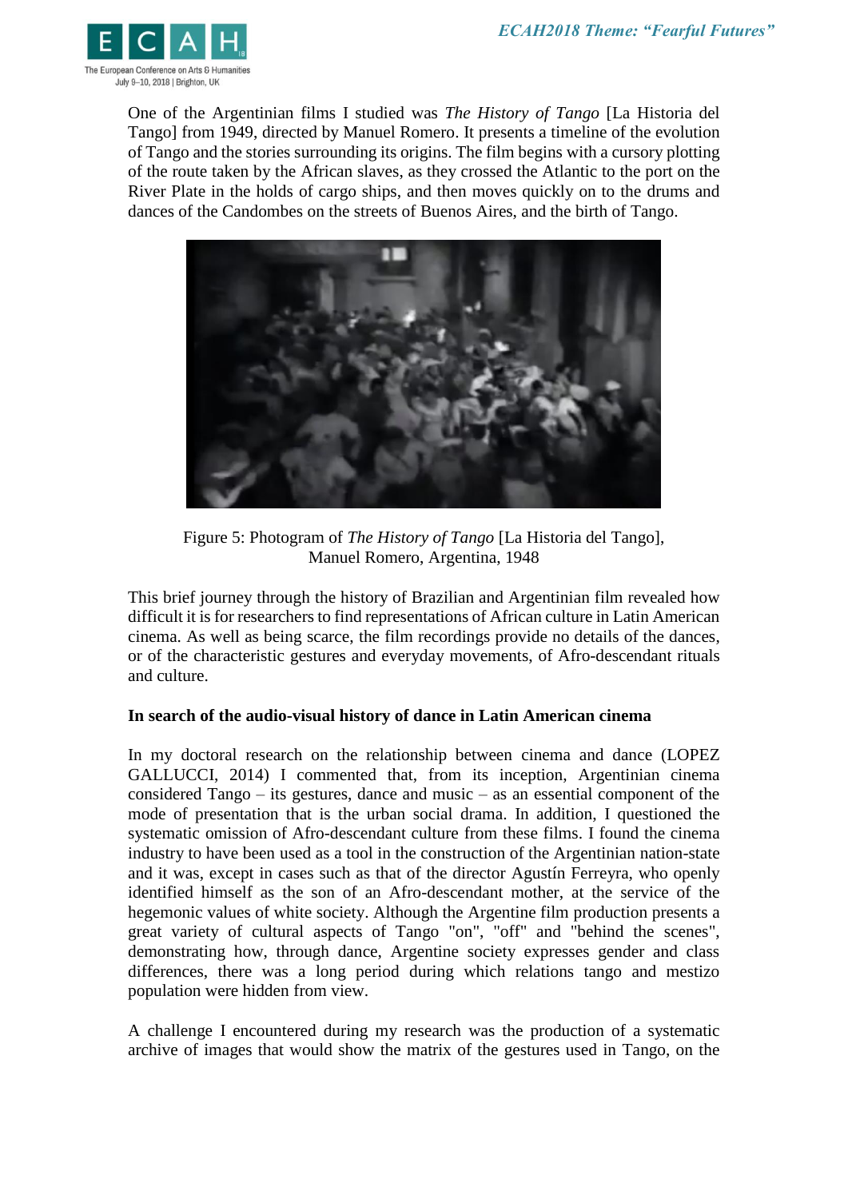One of the Argentinian films I studied was *The History of Tango* [La Historia del Tango] from 1949, directed by Manuel Romero. It presents a timeline of the evolution of Tango and the stories surrounding its origins. The film begins with a cursory plotting of the route taken by the African slaves, as they crossed the Atlantic to the port on the River Plate in the holds of cargo ships, and then moves quickly on to the drums and dances of the Candombes on the streets of Buenos Aires, and the birth of Tango.

Figure 5: Photogram of *The History of Tango* [La Historia del Tango], Manuel Romero, Argentina, 1948

This brief journey through the history of Brazilian and Argentinian film revealed how difficult it is for researchers to find representations of African culture in Latin American cinema. As well as being scarce, the film recordings provide no details of the dances, or of the characteristic gestures and everyday movements, of Afro-descendant rituals and culture.

**In search of the audio-visual history of dance in Latin American cinema**

In my doctoral research on the relationship between cinema and dance (LOPEZ GALLUCCI, 2014) I commented that, from its inception, Argentinian cinema considered Tango – its gestures, dance and music – as an essential component of the mode of presentation that is the urban social drama. In addition, I questioned the systematic omission of Afro-descendant culture from these films. I found the cinema industry to have been used as a tool in the construction of the Argentinian nation-state and it was, except in cases such as that of the director Agustín Ferreyra, who openly identified himself as the son of an Afro-descendant mother, at the service of the hegemonic values of white society. Although the Argentine film production presents a great variety of cultural aspects of Tango "on", "off" and "behind the scenes", demonstrating how, through dance, Argentine society expresses gender and class differences, there was a long period during which relations tango and mestizo population were hidden from view.

A challenge I encountered during my research was the production of a systematic archive of images that would show the matrix of the gestures used in Tango, on the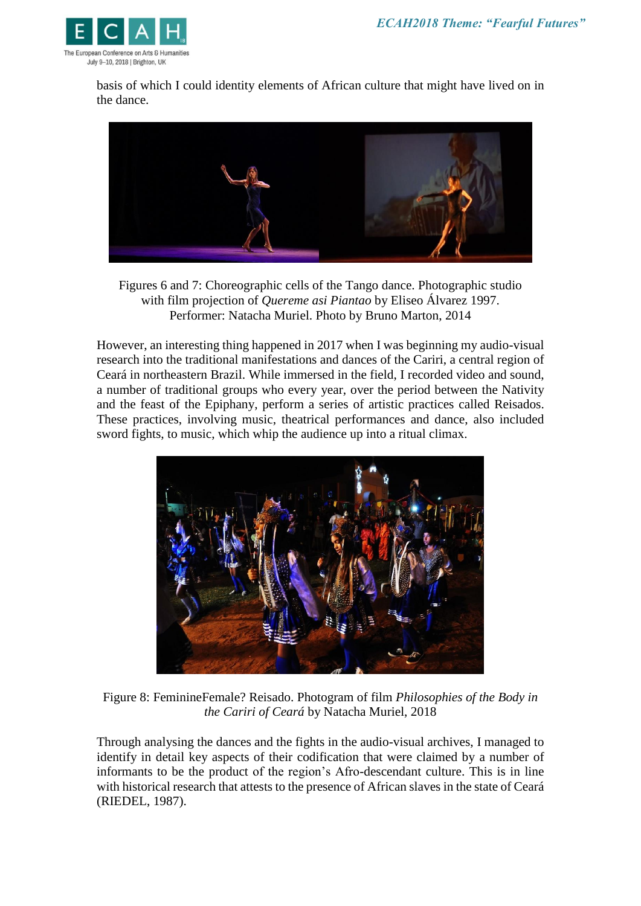basis of which I could identity elements of African culture that might have lived on in the dance.

Figures 6 and 7: Choreographic cells of the Tango dance. Photographic studio with film projection of *Quereme asi Piantao* by Eliseo Álvarez 1997. Performer: Natacha Muriel. Photo by Bruno Marton, 2014

However, an interesting thing happened in 2017 when I was beginning my audio-visual research into the traditional manifestations and dances of the Cariri, a central region of Ceará in northeastern Brazil. While immersed in the field, I recorded video and sound, a number of traditional groups who every year, over the period between the Nativity and the feast of the Epiphany, perform a series of artistic practices called Reisados. These practices, involving music, theatrical performances and dance, also included sword fights, to music, which whip the audience up into a ritual climax.

Figure 8: FeminineFemale? Reisado. Photogram of film *Philosophies of the Body in the Cariri of Ceará* by Natacha Muriel, 2018

Through analysing the dances and the fights in the audio-visual archives, I managed to identify in detail key aspects of their codification that were claimed by a number of informants to be the product of the region's Afro-descendant culture. This is in line with historical research that attests to the presence of African slaves in the state of Ceará (RIEDEL, 1987).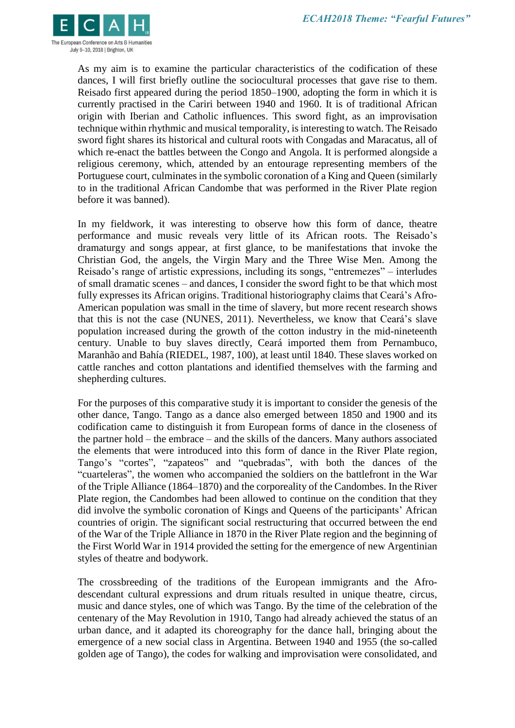As my aim is to examine the particular characteristics of the codification of these dances, I will first briefly outline the sociocultural processes that gave rise to them. Reisado first appeared during the period 1850–1900, adopting the form in which it is currently practised in the Cariri between 1940 and 1960. It is of traditional African origin with Iberian and Catholic influences. This sword fight, as an improvisation technique within rhythmic and musical temporality, is interesting to watch. The Reisado sword fight shares its historical and cultural roots with Congadas and Maracatus, all of which re-enact the battles between the Congo and Angola. It is performed alongside a religious ceremony, which, attended by an entourage representing members of the Portuguese court, culminates in the symbolic coronation of a King and Queen (similarly to in the traditional African Candombe that was performed in the River Plate region before it was banned).

In my fieldwork, it was interesting to observe how this form of dance, theatre performance and music reveals very little of its African roots. The Reisado's dramaturgy and songs appear, at first glance, to be manifestations that invoke the Christian God, the angels, the Virgin Mary and the Three Wise Men. Among the Reisado's range of artistic expressions, including its songs, "entremezes" – interludes of small dramatic scenes – and dances, I consider the sword fight to be that which most fully expresses its African origins. Traditional historiography claims that Ceará's Afro-American population was small in the time of slavery, but more recent research shows that this is not the case (NUNES, 2011). Nevertheless, we know that Ceará's slave population increased during the growth of the cotton industry in the mid-nineteenth century. Unable to buy slaves directly, Ceará imported them from Pernambuco, Maranhão and Bahía (RIEDEL, 1987, 100), at least until 1840. These slaves worked on cattle ranches and cotton plantations and identified themselves with the farming and shepherding cultures.

For the purposes of this comparative study it is important to consider the genesis of the other dance, Tango. Tango as a dance also emerged between 1850 and 1900 and its codification came to distinguish it from European forms of dance in the closeness of the partner hold – the embrace – and the skills of the dancers. Many authors associated the elements that were introduced into this form of dance in the River Plate region, Tango's "cortes", "zapateos" and "quebradas", with both the dances of the "cuarteleras", the women who accompanied the soldiers on the battlefront in the War of the Triple Alliance (1864–1870) and the corporeality of the Candombes. In the River Plate region, the Candombes had been allowed to continue on the condition that they did involve the symbolic coronation of Kings and Queens of the participants' African countries of origin. The significant social restructuring that occurred between the end of the War of the Triple Alliance in 1870 in the River Plate region and the beginning of the First World War in 1914 provided the setting for the emergence of new Argentinian styles of theatre and bodywork.

The crossbreeding of the traditions of the European immigrants and the Afro-descendant cultural expressions and drum rituals resulted in unique theatre, circus, music and dance styles, one of which was Tango. By the time of the celebration of the centenary of the May Revolution in 1910, Tango had already achieved the status of an urban dance, and it adapted its choreography for the dance hall, bringing about the emergence of a new social class in Argentina. Between 1940 and 1955 (the so-called golden age of Tango), the codes for walking and improvisation were consolidated, and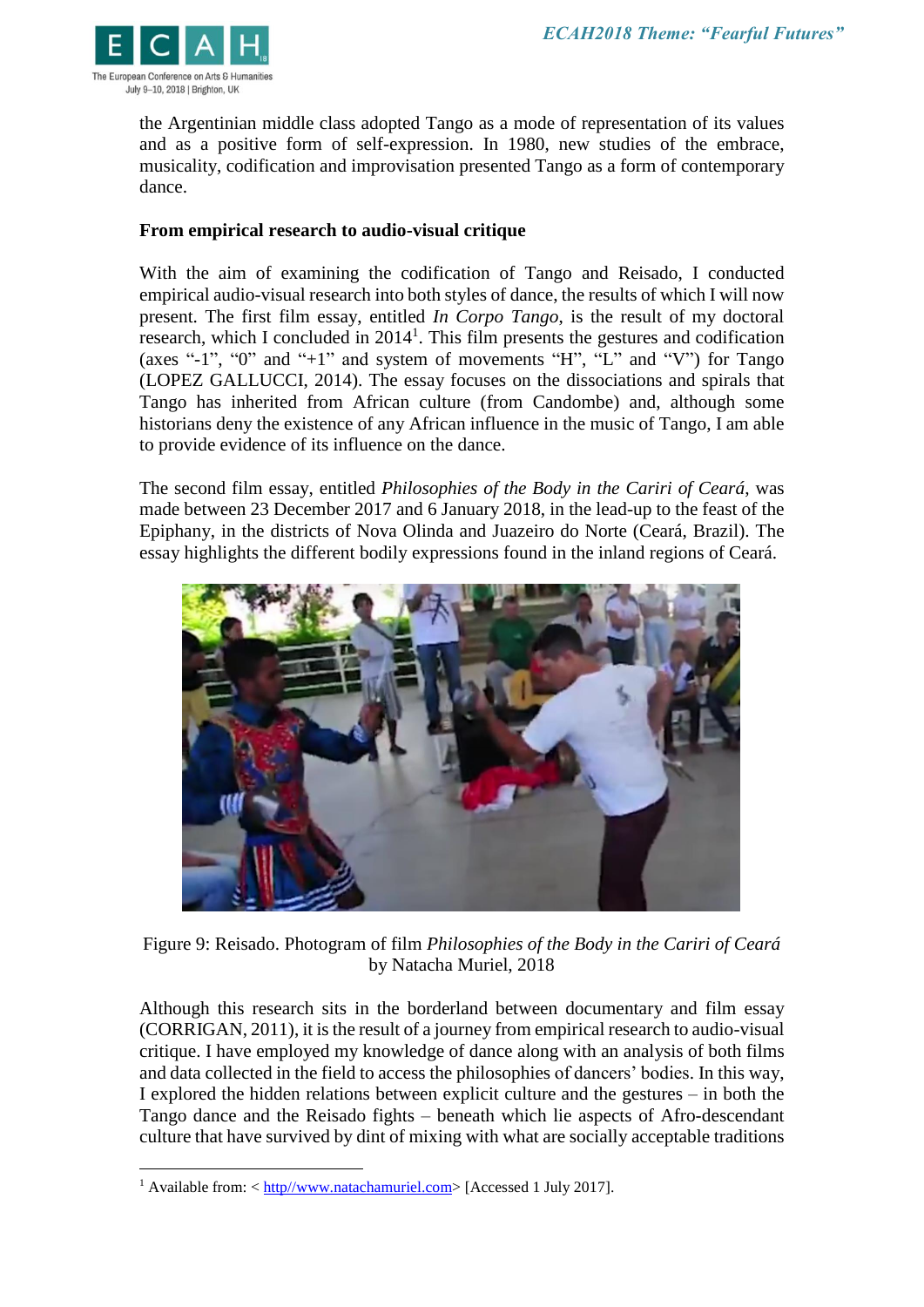the Argentinian middle class adopted Tango as a mode of representation of its values and as a positive form of self-expression. In 1980, new studies of the embrace, musicality, codification and improvisation presented Tango as a form of contemporary dance.

**From empirical research to audio-visual critique**

With the aim of examining the codification of Tango and Reisado, I conducted empirical audio-visual research into both styles of dance, the results of which I will now present. The first film essay, entitled *In Corpo Tango*, is the result of my doctoral research, which I concluded in 2014[1]. This film presents the gestures and codification (axes "-1", "0" and "+1" and system of movements "H", "L" and "V") for Tango (LOPEZ GALLUCCI, 2014). The essay focuses on the dissociations and spirals that Tango has inherited from African culture (from Candombe) and, although some historians deny the existence of any African influence in the music of Tango, I am able to provide evidence of its influence on the dance.

The second film essay, entitled *Philosophies of the Body in the Cariri of Ceará*, was made between 23 December 2017 and 6 January 2018, in the lead-up to the feast of the Epiphany, in the districts of Nova Olinda and Juazeiro do Norte (Ceará, Brazil). The essay highlights the different bodily expressions found in the inland regions of Ceará.

Figure 9: Reisado. Photogram of film *Philosophies of the Body in the Cariri of Ceará* by Natacha Muriel, 2018

Although this research sits in the borderland between documentary and film essay (CORRIGAN, 2011), it is the result of a journey from empirical research to audio-visual critique. I have employed my knowledge of dance along with an analysis of both films and data collected in the field to access the philosophies of dancers' bodies. In this way, I explored the hidden relations between explicit culture and the gestures – in both the Tango dance and the Reisado fights – beneath which lie aspects of Afro-descendant culture that have survived by dint of mixing with what are socially acceptable traditions

[1] Available from: < http//www.natachamuriel.com> [Accessed 1 July 2017].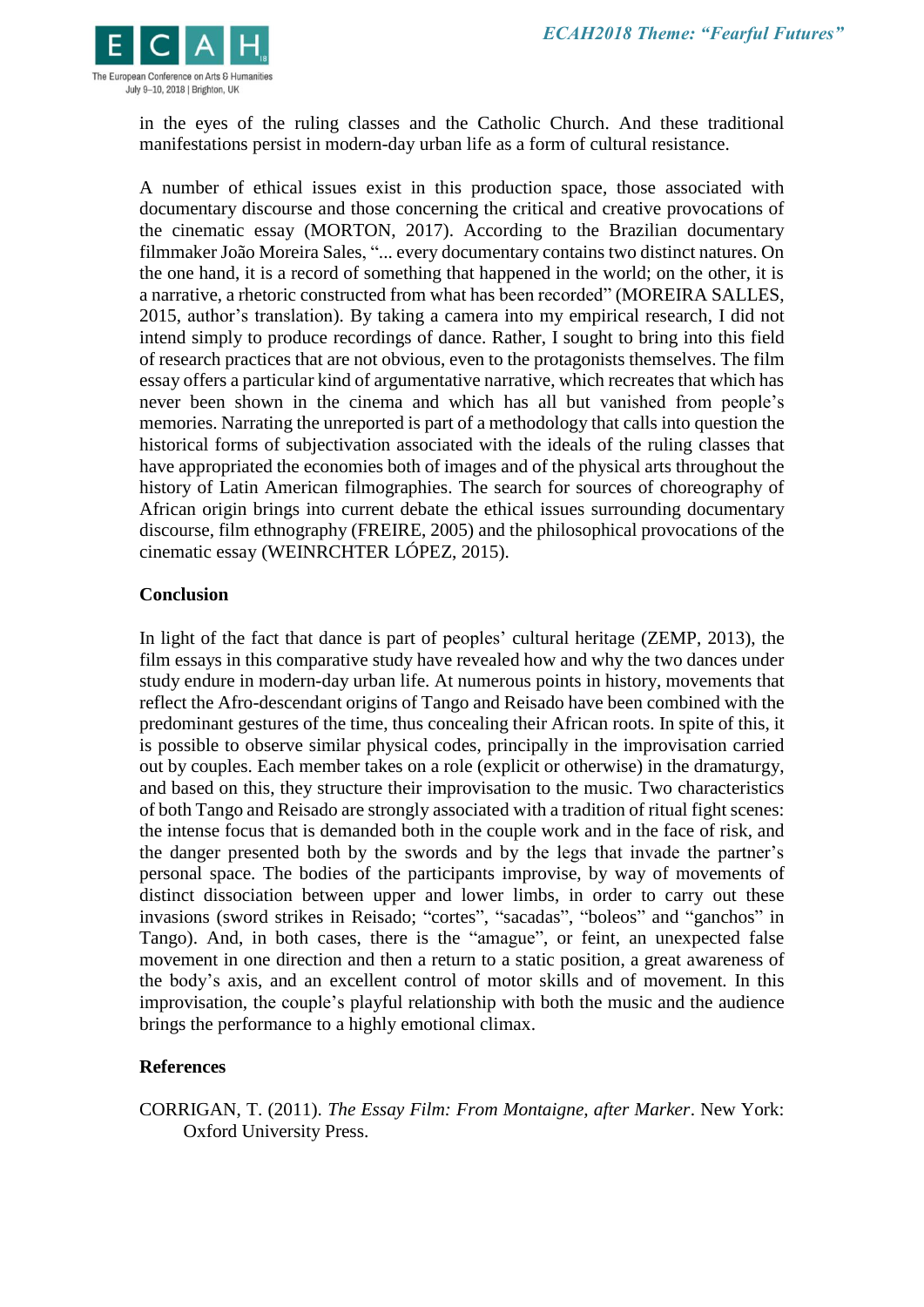in the eyes of the ruling classes and the Catholic Church. And these traditional manifestations persist in modern-day urban life as a form of cultural resistance.

A number of ethical issues exist in this production space, those associated with documentary discourse and those concerning the critical and creative provocations of the cinematic essay (MORTON, 2017). According to the Brazilian documentary filmmaker João Moreira Sales, "... every documentary contains two distinct natures. On the one hand, it is a record of something that happened in the world; on the other, it is a narrative, a rhetoric constructed from what has been recorded" (MOREIRA SALLES, 2015, author's translation). By taking a camera into my empirical research, I did not intend simply to produce recordings of dance. Rather, I sought to bring into this field of research practices that are not obvious, even to the protagonists themselves. The film essay offers a particular kind of argumentative narrative, which recreates that which has never been shown in the cinema and which has all but vanished from people's memories. Narrating the unreported is part of a methodology that calls into question the historical forms of subjectivation associated with the ideals of the ruling classes that have appropriated the economies both of images and of the physical arts throughout the history of Latin American filmographies. The search for sources of choreography of African origin brings into current debate the ethical issues surrounding documentary discourse, film ethnography (FREIRE, 2005) and the philosophical provocations of the cinematic essay (WEINRCHTER LÓPEZ, 2015).

## Conclusion

In light of the fact that dance is part of peoples' cultural heritage (ZEMP, 2013), the film essays in this comparative study have revealed how and why the two dances under study endure in modern-day urban life. At numerous points in history, movements that reflect the Afro-descendant origins of Tango and Reisado have been combined with the predominant gestures of the time, thus concealing their African roots. In spite of this, it is possible to observe similar physical codes, principally in the improvisation carried out by couples. Each member takes on a role (explicit or otherwise) in the dramaturgy, and based on this, they structure their improvisation to the music. Two characteristics of both Tango and Reisado are strongly associated with a tradition of ritual fight scenes: the intense focus that is demanded both in the couple work and in the face of risk, and the danger presented both by the swords and by the legs that invade the partner's personal space. The bodies of the participants improvise, by way of movements of distinct dissociation between upper and lower limbs, in order to carry out these invasions (sword strikes in Reisado; "cortes", "sacadas", "boleos" and "ganchos" in Tango). And, in both cases, there is the "amague", or feint, an unexpected false movement in one direction and then a return to a static position, a great awareness of the body's axis, and an excellent control of motor skills and of movement. In this improvisation, the couple's playful relationship with both the music and the audience brings the performance to a highly emotional climax.

## References

CORRIGAN, T. (2011). *The Essay Film: From Montaigne, after Marker*. New York: Oxford University Press.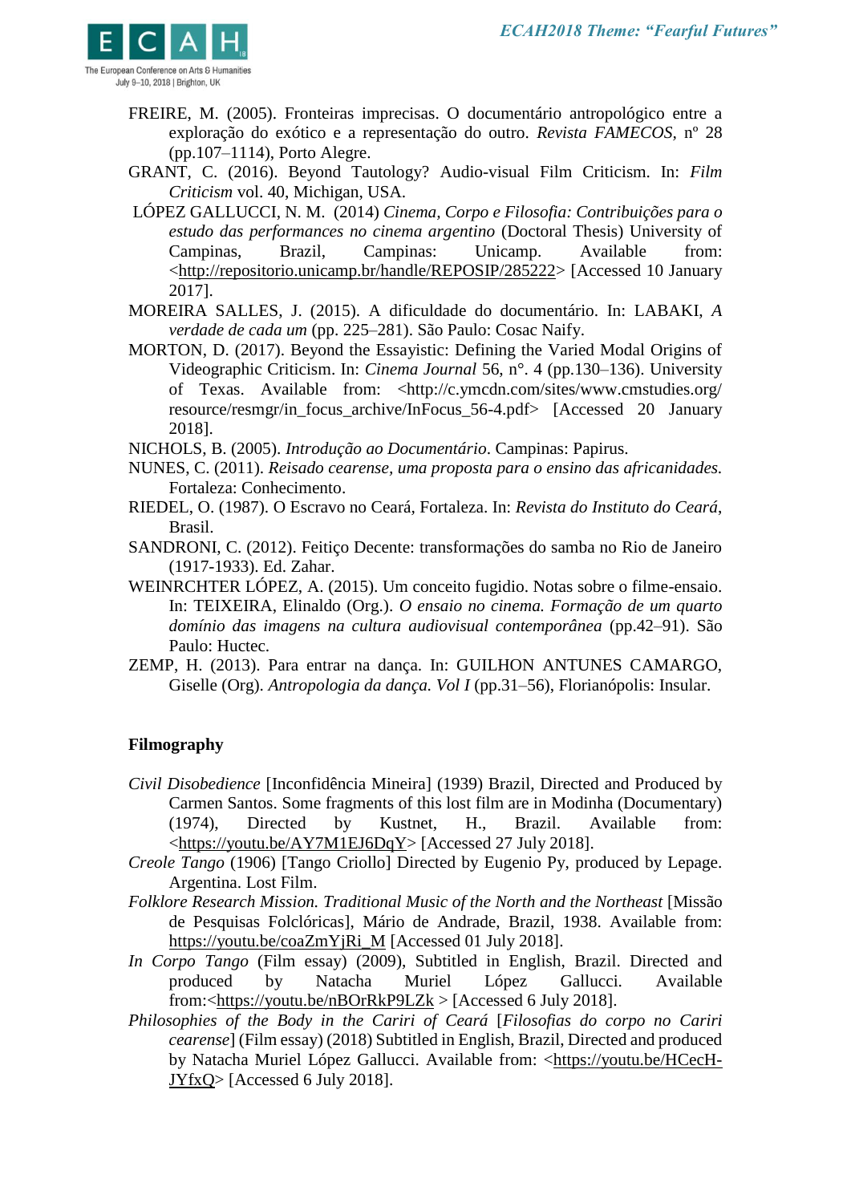FREIRE, M. (2005). Fronteiras imprecisas. O documentário antropológico entre a exploração do exótico e a representação do outro. *Revista FAMECOS*, nº 28 (pp.107–1114), Porto Alegre.

GRANT, C. (2016). Beyond Tautology? Audio-visual Film Criticism. In: *Film Criticism* vol. 40, Michigan, USA.

LÓPEZ GALLUCCI, N. M. (2014) *Cinema, Corpo e Filosofia: Contribuições para o estudo das performances no cinema argentino* (Doctoral Thesis) University of Campinas, Brazil, Campinas: Unicamp. Available from: <http://repositorio.unicamp.br/handle/REPOSIP/285222> [Accessed 10 January 2017].

MOREIRA SALLES, J. (2015). A dificuldade do documentário. In: LABAKI, *A verdade de cada um* (pp. 225–281). São Paulo: Cosac Naify.

MORTON, D. (2017). Beyond the Essayistic: Defining the Varied Modal Origins of Videographic Criticism. In: *Cinema Journal* 56, n°. 4 (pp.130–136). University of Texas. Available from: <http://c.ymcdn.com/sites/www.cmstudies.org/resource/resmgr/in_focus_archive/InFocus_56-4.pdf> [Accessed 20 January 2018].

NICHOLS, B. (2005). *Introdução ao Documentário*. Campinas: Papirus.

NUNES, C. (2011). *Reisado cearense, uma proposta para o ensino das africanidades*. Fortaleza: Conhecimento.

RIEDEL, O. (1987). O Escravo no Ceará, Fortaleza. In: *Revista do Instituto do Ceará*, Brasil.

SANDRONI, C. (2012). Feitiço Decente: transformações do samba no Rio de Janeiro (1917-1933). Ed. Zahar.

WEINRCHTER LÓPEZ, A. (2015). Um conceito fugidio. Notas sobre o filme-ensaio. In: TEIXEIRA, Elinaldo (Org.). *O ensaio no cinema. Formação de um quarto domínio das imagens na cultura audiovisual contemporânea* (pp.42–91). São Paulo: Huctec.

ZEMP, H. (2013). Para entrar na dança. In: GUILHON ANTUNES CAMARGO, Giselle (Org). *Antropologia da dança. Vol I* (pp.31–56), Florianópolis: Insular.

**Filmography**

*Civil Disobedience* [Inconfidência Mineira] (1939) Brazil, Directed and Produced by Carmen Santos. Some fragments of this lost film are in Modinha (Documentary) (1974), Directed by Kustnet, H., Brazil. Available from: <https://youtu.be/AY7M1EJ6DqY> [Accessed 27 July 2018].

*Creole Tango* (1906) [Tango Criollo] Directed by Eugenio Py, produced by Lepage. Argentina. Lost Film.

*Folklore Research Mission. Traditional Music of the North and the Northeast* [Missão de Pesquisas Folclóricas], Mário de Andrade, Brazil, 1938. Available from: https://youtu.be/coaZmYjRi_M [Accessed 01 July 2018].

*In Corpo Tango* (Film essay) (2009), Subtitled in English, Brazil. Directed and produced by Natacha Muriel López Gallucci. Available from:<https://youtu.be/nBOrRkP9LZk > [Accessed 6 July 2018].

*Philosophies of the Body in the Cariri of Ceará* [*Filosofias do corpo no Cariri cearense*] (Film essay) (2018) Subtitled in English, Brazil, Directed and produced by Natacha Muriel López Gallucci. Available from: <https://youtu.be/HCecH-JYfxQ> [Accessed 6 July 2018].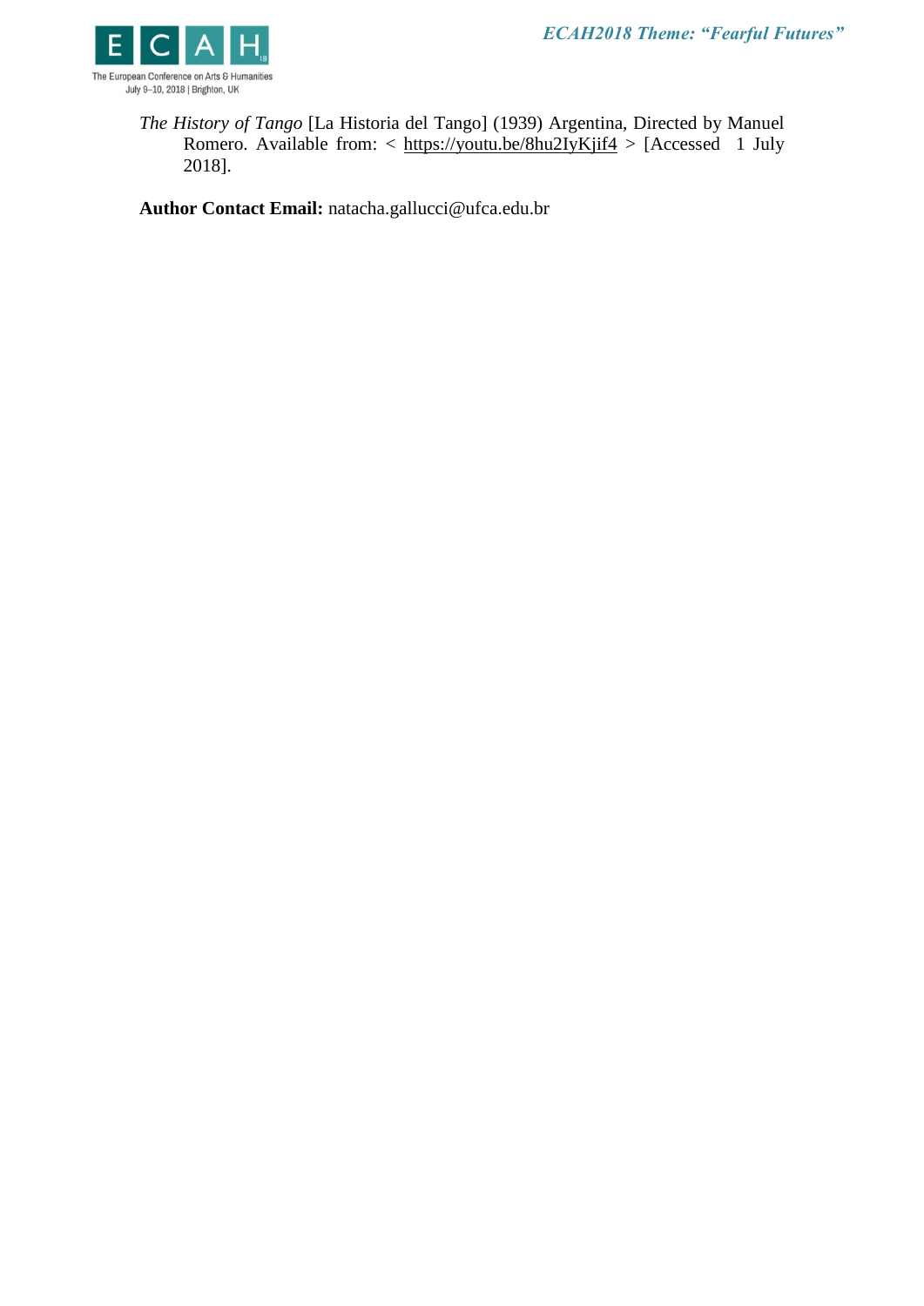*The History of Tango* [La Historia del Tango] (1939) Argentina, Directed by Manuel Romero. Available from: < https://youtu.be/8hu2IyKjif4 > [Accessed 1 July 2018].

**Author Contact Email:** natacha.gallucci@ufca.edu.br